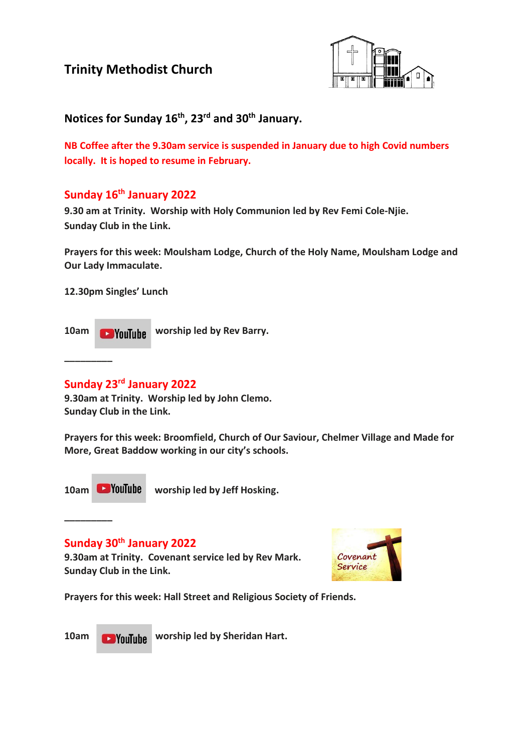# Trinity Methodist Church

## Notices for Sunday 16th, 23rd and 30th January.

**NB Coffee after the 9.30am service is suspended in January due to high Covid numbers locally. It is hoped to resume in February.**

## Sunday 16th January 2022

**9.30 am at Trinity. Worship with Holy Communion led by Rev Femi Cole-Njie.**
**Sunday Club in the Link.**

**Prayers for this week: Moulsham Lodge, Church of the Holy Name, Moulsham Lodge and Our Lady Immaculate.**

**12.30pm Singles' Lunch**

**10am** YouTube **worship led by Rev Barry.**

________

## Sunday 23rd January 2022

**9.30am at Trinity. Worship led by John Clemo.**
**Sunday Club in the Link.**

**Prayers for this week: Broomfield, Church of Our Saviour, Chelmer Village and Made for More, Great Baddow working in our city's schools.**

**10am** YouTube **worship led by Jeff Hosking.**

________

## Sunday 30th January 2022

**9.30am at Trinity. Covenant service led by Rev Mark.**
**Sunday Club in the Link.**

Covenant Service

**Prayers for this week: Hall Street and Religious Society of Friends.**

**10am** YouTube **worship led by Sheridan Hart.**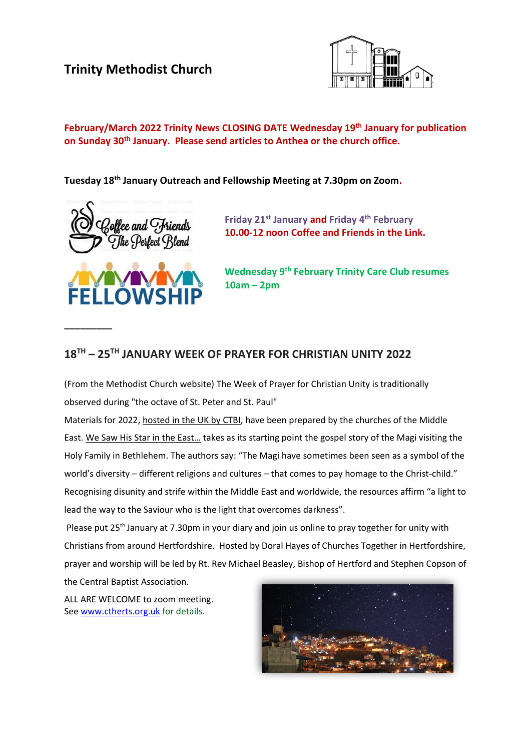# Trinity Methodist Church

**February/March 2022 Trinity News CLOSING DATE Wednesday 19th January for publication on Sunday 30th January. Please send articles to Anthea or the church office.**

**Tuesday 18th January Outreach and Fellowship Meeting at 7.30pm on Zoom.**

**Friday 21st January and Friday 4th February**
**10.00-12 noon Coffee and Friends in the Link.**

**Wednesday 9th February Trinity Care Club resumes 10am – 2pm**

---

## 18TH – 25TH JANUARY WEEK OF PRAYER FOR CHRISTIAN UNITY 2022

(From the Methodist Church website) The Week of Prayer for Christian Unity is traditionally observed during "the octave of St. Peter and St. Paul"

Materials for 2022, hosted in the UK by CTBI, have been prepared by the churches of the Middle East. We Saw His Star in the East… takes as its starting point the gospel story of the Magi visiting the Holy Family in Bethlehem. The authors say: "The Magi have sometimes been seen as a symbol of the world's diversity – different religions and cultures – that comes to pay homage to the Christ-child." Recognising disunity and strife within the Middle East and worldwide, the resources affirm "a light to lead the way to the Saviour who is the light that overcomes darkness".

Please put 25th January at 7.30pm in your diary and join us online to pray together for unity with Christians from around Hertfordshire. Hosted by Doral Hayes of Churches Together in Hertfordshire, prayer and worship will be led by Rt. Rev Michael Beasley, Bishop of Hertford and Stephen Copson of the Central Baptist Association.

ALL ARE WELCOME to zoom meeting.
See www.ctherts.org.uk for details.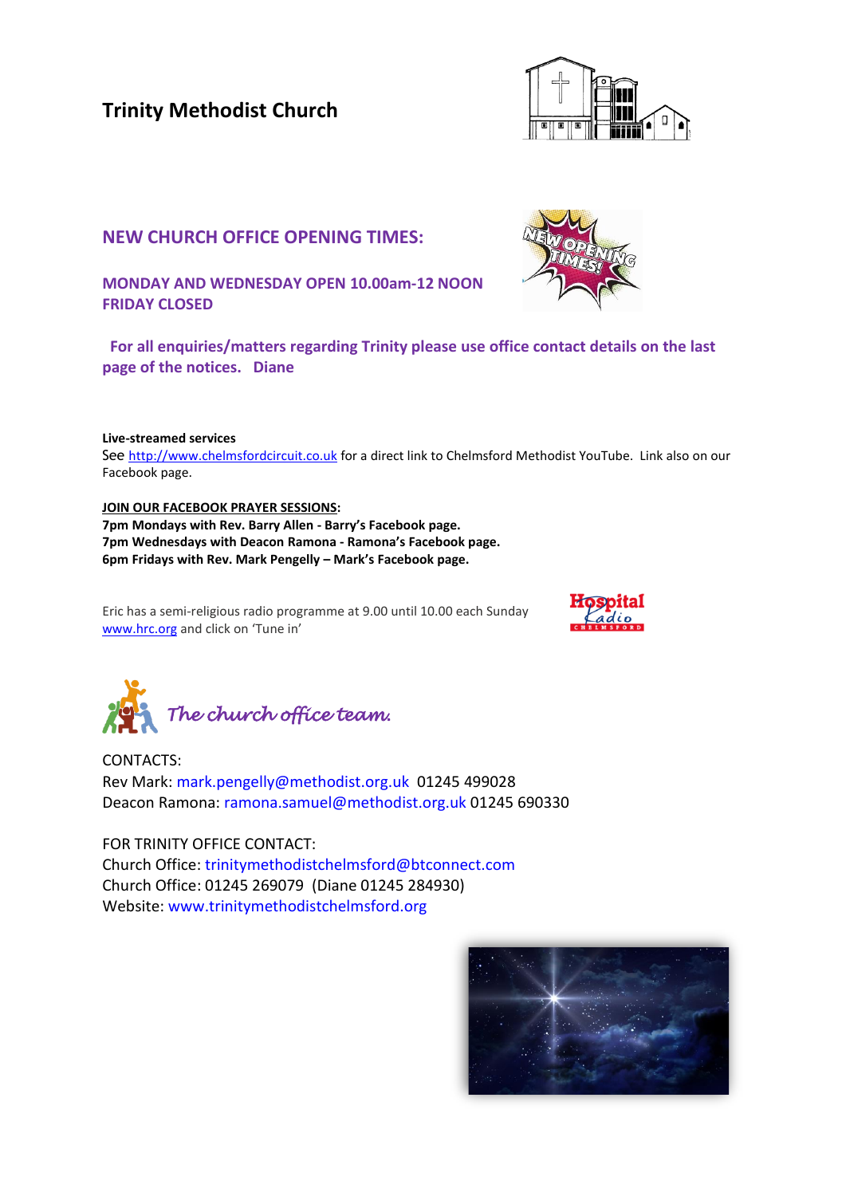# Trinity Methodist Church

## NEW CHURCH OFFICE OPENING TIMES:

**MONDAY AND WEDNESDAY OPEN 10.00am-12 NOON**
**FRIDAY CLOSED**

**For all enquiries/matters regarding Trinity please use office contact details on the last page of the notices. Diane**

**Live-streamed services**
See http://www.chelmsfordcircuit.co.uk for a direct link to Chelmsford Methodist YouTube. Link also on our Facebook page.

**JOIN OUR FACEBOOK PRAYER SESSIONS:**
**7pm Mondays with Rev. Barry Allen - Barry's Facebook page.**
**7pm Wednesdays with Deacon Ramona - Ramona's Facebook page.**
**6pm Fridays with Rev. Mark Pengelly – Mark's Facebook page.**

Eric has a semi-religious radio programme at 9.00 until 10.00 each Sunday www.hrc.org and click on 'Tune in'

*The church office team.*

CONTACTS:
Rev Mark: mark.pengelly@methodist.org.uk 01245 499028
Deacon Ramona: ramona.samuel@methodist.org.uk 01245 690330

FOR TRINITY OFFICE CONTACT:
Church Office: trinitymethodistchelmsford@btconnect.com
Church Office: 01245 269079 (Diane 01245 284930)
Website: www.trinitymethodistchelmsford.org